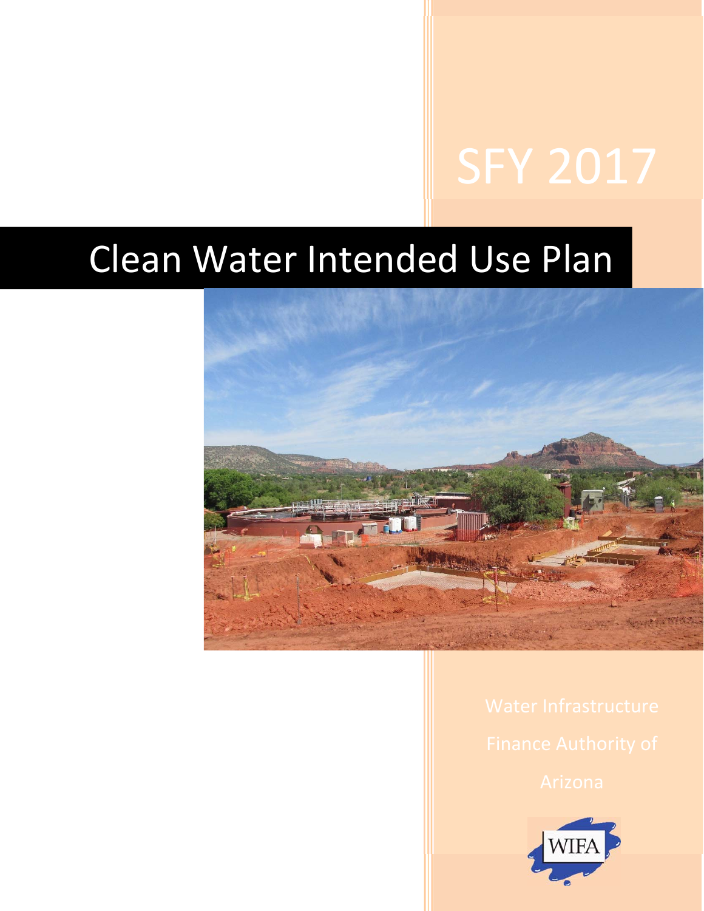# SFY 2017

# Clean Water Intended Use Plan

Water Infrastructure Finance Authority of Arizona

WIFA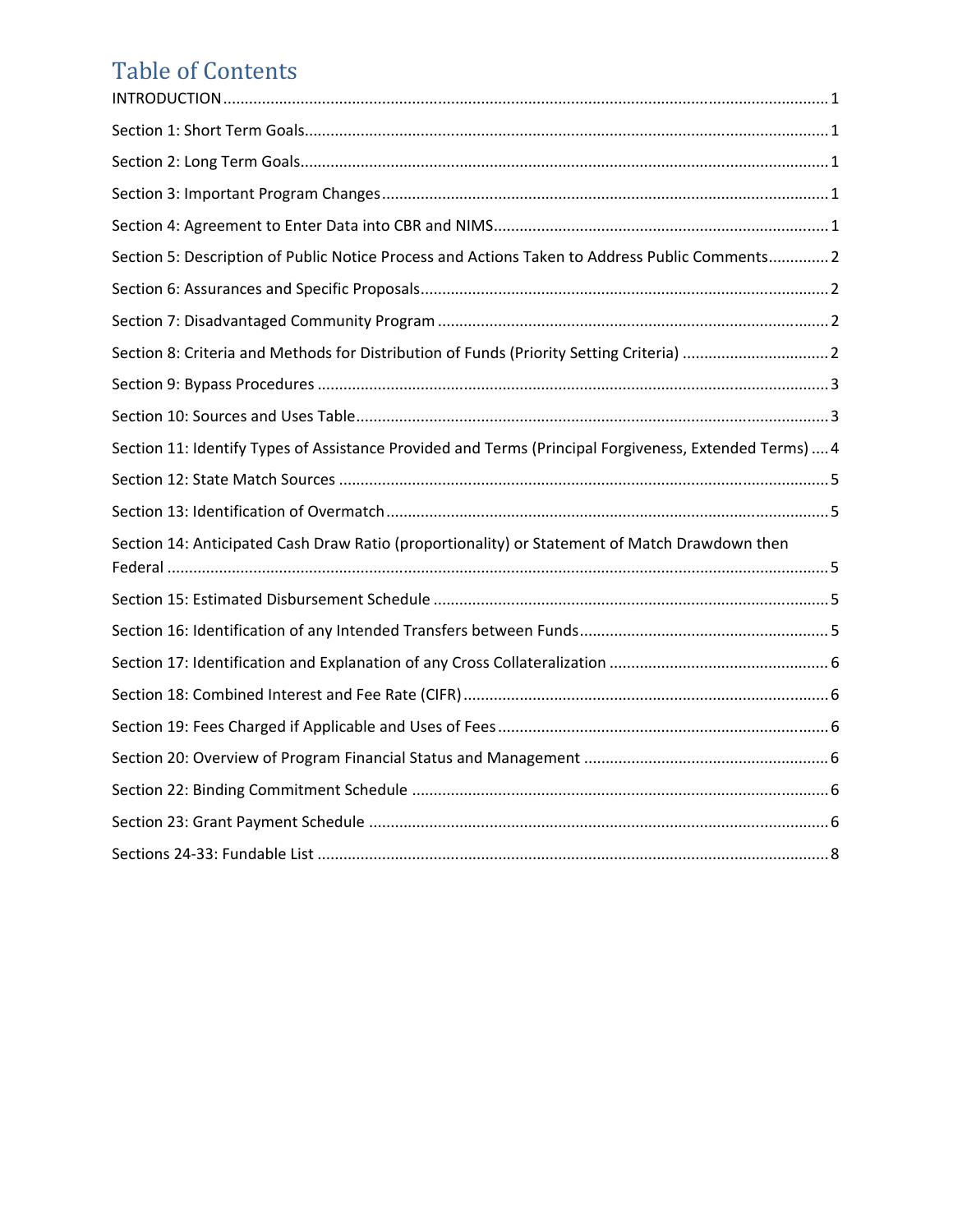# Table of Contents

INTRODUCTION ........ 1

Section 1: Short Term Goals ........ 1

Section 2: Long Term Goals ........ 1

Section 3: Important Program Changes ........ 1

Section 4: Agreement to Enter Data into CBR and NIMS ........ 1

Section 5: Description of Public Notice Process and Actions Taken to Address Public Comments ........ 2

Section 6: Assurances and Specific Proposals ........ 2

Section 7: Disadvantaged Community Program ........ 2

Section 8: Criteria and Methods for Distribution of Funds (Priority Setting Criteria) ........ 2

Section 9: Bypass Procedures ........ 3

Section 10: Sources and Uses Table ........ 3

Section 11: Identify Types of Assistance Provided and Terms (Principal Forgiveness, Extended Terms) ........ 4

Section 12: State Match Sources ........ 5

Section 13: Identification of Overmatch ........ 5

Section 14: Anticipated Cash Draw Ratio (proportionality) or Statement of Match Drawdown then Federal ........ 5

Section 15: Estimated Disbursement Schedule ........ 5

Section 16: Identification of any Intended Transfers between Funds ........ 5

Section 17: Identification and Explanation of any Cross Collateralization ........ 6

Section 18: Combined Interest and Fee Rate (CIFR) ........ 6

Section 19: Fees Charged if Applicable and Uses of Fees ........ 6

Section 20: Overview of Program Financial Status and Management ........ 6

Section 22: Binding Commitment Schedule ........ 6

Section 23: Grant Payment Schedule ........ 6

Sections 24-33: Fundable List ........ 8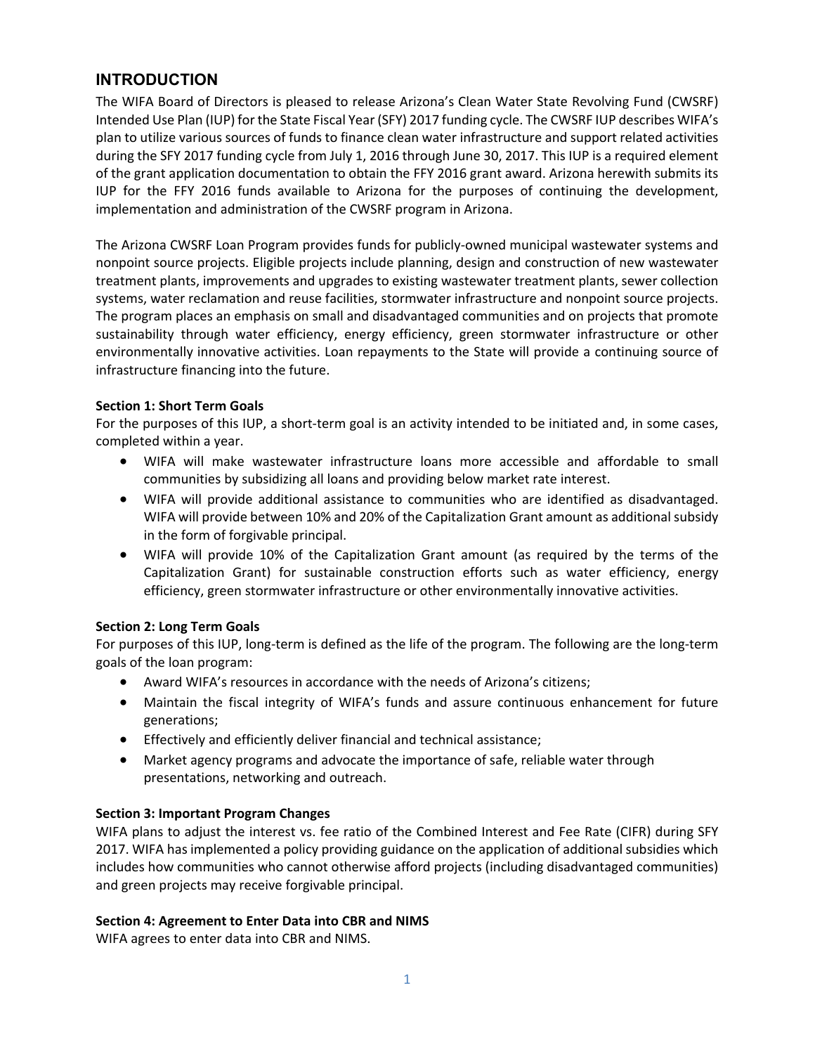## INTRODUCTION

The WIFA Board of Directors is pleased to release Arizona's Clean Water State Revolving Fund (CWSRF) Intended Use Plan (IUP) for the State Fiscal Year (SFY) 2017 funding cycle. The CWSRF IUP describes WIFA's plan to utilize various sources of funds to finance clean water infrastructure and support related activities during the SFY 2017 funding cycle from July 1, 2016 through June 30, 2017. This IUP is a required element of the grant application documentation to obtain the FFY 2016 grant award. Arizona herewith submits its IUP for the FFY 2016 funds available to Arizona for the purposes of continuing the development, implementation and administration of the CWSRF program in Arizona.

The Arizona CWSRF Loan Program provides funds for publicly-owned municipal wastewater systems and nonpoint source projects. Eligible projects include planning, design and construction of new wastewater treatment plants, improvements and upgrades to existing wastewater treatment plants, sewer collection systems, water reclamation and reuse facilities, stormwater infrastructure and nonpoint source projects. The program places an emphasis on small and disadvantaged communities and on projects that promote sustainability through water efficiency, energy efficiency, green stormwater infrastructure or other environmentally innovative activities. Loan repayments to the State will provide a continuing source of infrastructure financing into the future.

**Section 1: Short Term Goals**

For the purposes of this IUP, a short-term goal is an activity intended to be initiated and, in some cases, completed within a year.

- WIFA will make wastewater infrastructure loans more accessible and affordable to small communities by subsidizing all loans and providing below market rate interest.
- WIFA will provide additional assistance to communities who are identified as disadvantaged. WIFA will provide between 10% and 20% of the Capitalization Grant amount as additional subsidy in the form of forgivable principal.
- WIFA will provide 10% of the Capitalization Grant amount (as required by the terms of the Capitalization Grant) for sustainable construction efforts such as water efficiency, energy efficiency, green stormwater infrastructure or other environmentally innovative activities.

**Section 2: Long Term Goals**

For purposes of this IUP, long-term is defined as the life of the program. The following are the long-term goals of the loan program:

- Award WIFA's resources in accordance with the needs of Arizona's citizens;
- Maintain the fiscal integrity of WIFA's funds and assure continuous enhancement for future generations;
- Effectively and efficiently deliver financial and technical assistance;
- Market agency programs and advocate the importance of safe, reliable water through presentations, networking and outreach.

**Section 3: Important Program Changes**

WIFA plans to adjust the interest vs. fee ratio of the Combined Interest and Fee Rate (CIFR) during SFY 2017. WIFA has implemented a policy providing guidance on the application of additional subsidies which includes how communities who cannot otherwise afford projects (including disadvantaged communities) and green projects may receive forgivable principal.

**Section 4: Agreement to Enter Data into CBR and NIMS**

WIFA agrees to enter data into CBR and NIMS.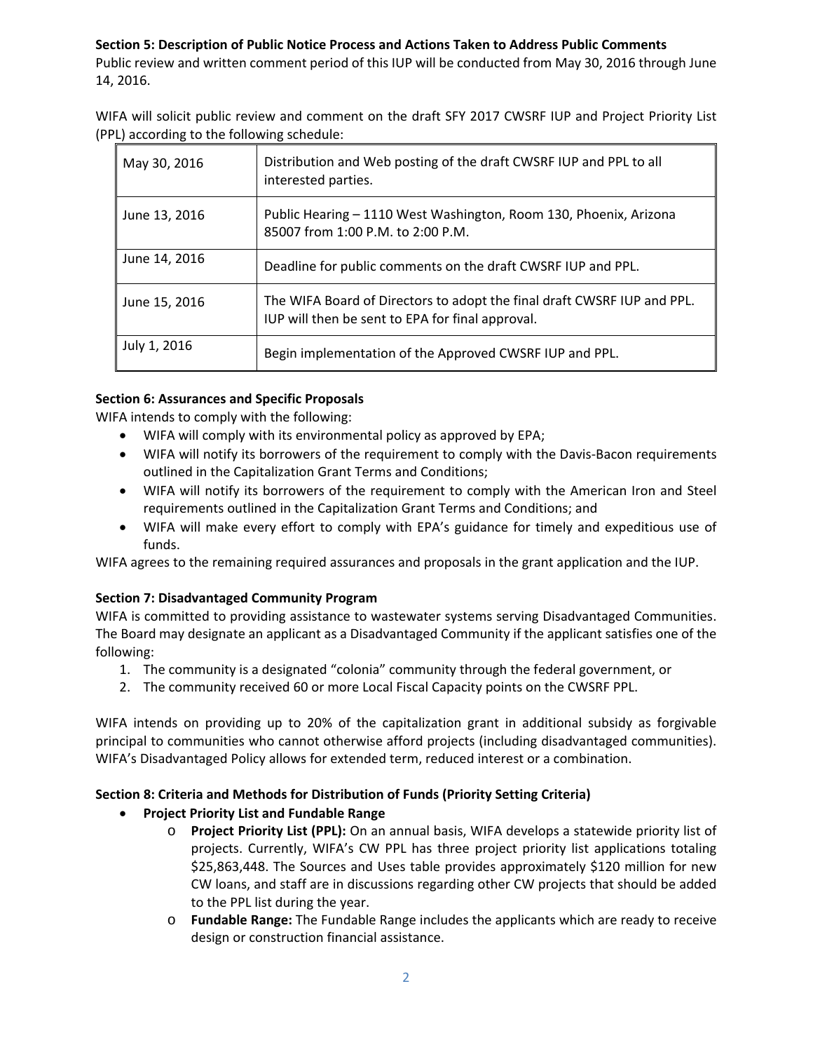**Section 5: Description of Public Notice Process and Actions Taken to Address Public Comments**

Public review and written comment period of this IUP will be conducted from May 30, 2016 through June 14, 2016.

WIFA will solicit public review and comment on the draft SFY 2017 CWSRF IUP and Project Priority List (PPL) according to the following schedule:

| | |
|---|---|
| May 30, 2016 | Distribution and Web posting of the draft CWSRF IUP and PPL to all interested parties. |
| June 13, 2016 | Public Hearing – 1110 West Washington, Room 130, Phoenix, Arizona 85007 from 1:00 P.M. to 2:00 P.M. |
| June 14, 2016 | Deadline for public comments on the draft CWSRF IUP and PPL. |
| June 15, 2016 | The WIFA Board of Directors to adopt the final draft CWSRF IUP and PPL. IUP will then be sent to EPA for final approval. |
| July 1, 2016 | Begin implementation of the Approved CWSRF IUP and PPL. |

**Section 6: Assurances and Specific Proposals**

WIFA intends to comply with the following:

- WIFA will comply with its environmental policy as approved by EPA;
- WIFA will notify its borrowers of the requirement to comply with the Davis-Bacon requirements outlined in the Capitalization Grant Terms and Conditions;
- WIFA will notify its borrowers of the requirement to comply with the American Iron and Steel requirements outlined in the Capitalization Grant Terms and Conditions; and
- WIFA will make every effort to comply with EPA's guidance for timely and expeditious use of funds.

WIFA agrees to the remaining required assurances and proposals in the grant application and the IUP.

**Section 7: Disadvantaged Community Program**

WIFA is committed to providing assistance to wastewater systems serving Disadvantaged Communities. The Board may designate an applicant as a Disadvantaged Community if the applicant satisfies one of the following:

1. The community is a designated "colonia" community through the federal government, or
2. The community received 60 or more Local Fiscal Capacity points on the CWSRF PPL.

WIFA intends on providing up to 20% of the capitalization grant in additional subsidy as forgivable principal to communities who cannot otherwise afford projects (including disadvantaged communities). WIFA's Disadvantaged Policy allows for extended term, reduced interest or a combination.

**Section 8: Criteria and Methods for Distribution of Funds (Priority Setting Criteria)**

- **Project Priority List and Fundable Range**
  - **Project Priority List (PPL):** On an annual basis, WIFA develops a statewide priority list of projects. Currently, WIFA's CW PPL has three project priority list applications totaling $25,863,448. The Sources and Uses table provides approximately $120 million for new CW loans, and staff are in discussions regarding other CW projects that should be added to the PPL list during the year.
  - **Fundable Range:** The Fundable Range includes the applicants which are ready to receive design or construction financial assistance.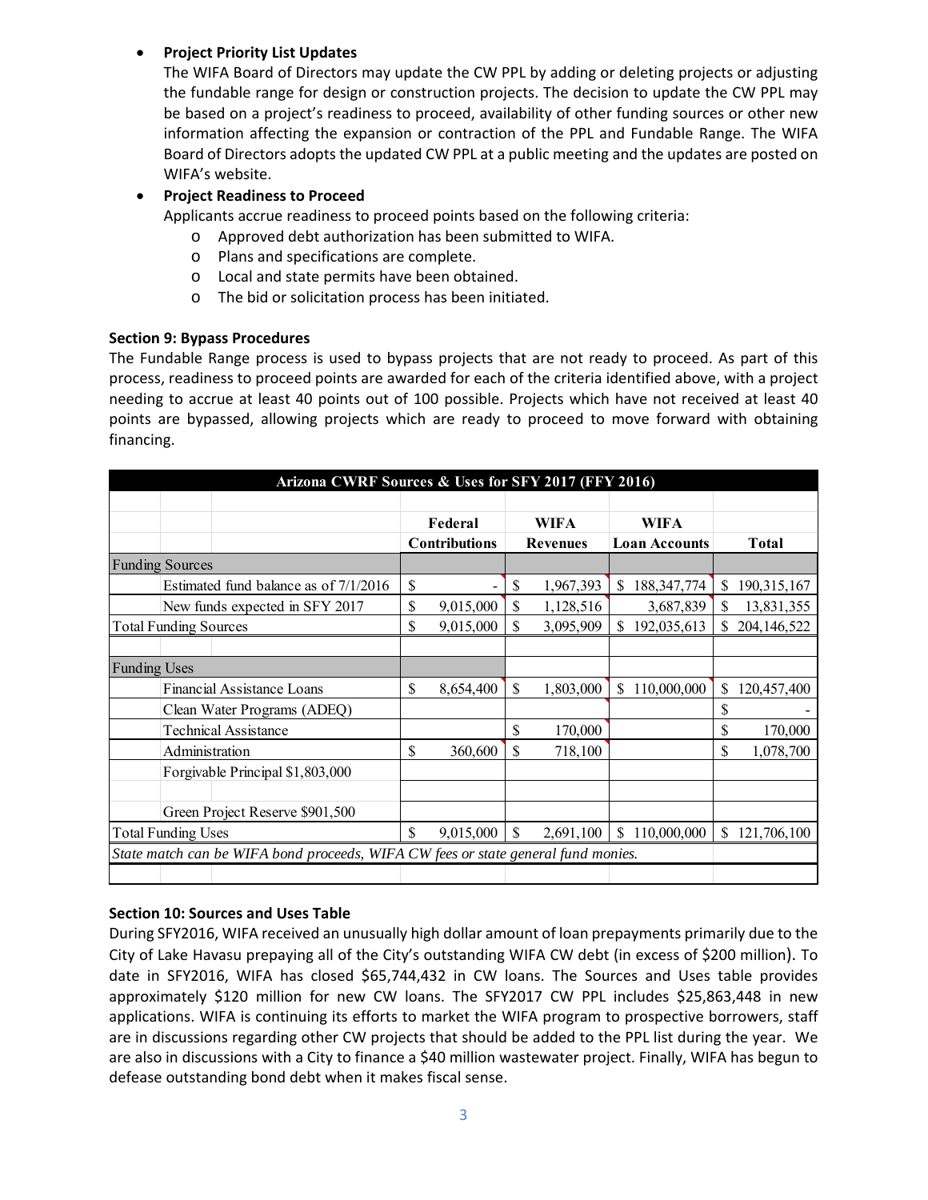- **Project Priority List Updates**
  The WIFA Board of Directors may update the CW PPL by adding or deleting projects or adjusting the fundable range for design or construction projects. The decision to update the CW PPL may be based on a project's readiness to proceed, availability of other funding sources or other new information affecting the expansion or contraction of the PPL and Fundable Range. The WIFA Board of Directors adopts the updated CW PPL at a public meeting and the updates are posted on WIFA's website.
- **Project Readiness to Proceed**
  Applicants accrue readiness to proceed points based on the following criteria:
  - Approved debt authorization has been submitted to WIFA.
  - Plans and specifications are complete.
  - Local and state permits have been obtained.
  - The bid or solicitation process has been initiated.

**Section 9: Bypass Procedures**

The Fundable Range process is used to bypass projects that are not ready to proceed. As part of this process, readiness to proceed points are awarded for each of the criteria identified above, with a project needing to accrue at least 40 points out of 100 possible. Projects which have not received at least 40 points are bypassed, allowing projects which are ready to proceed to move forward with obtaining financing.

| Arizona CWRF Sources & Uses for SFY 2017 (FFY 2016) | | | | |
|---|---|---|---|---|
| | Federal Contributions | WIFA Revenues | WIFA Loan Accounts | Total |
| Funding Sources | | | | |
| Estimated fund balance as of 7/1/2016 | $ - | $ 1,967,393 | $ 188,347,774 | $ 190,315,167 |
| New funds expected in SFY 2017 | $ 9,015,000 | $ 1,128,516 | 3,687,839 | $ 13,831,355 |
| Total Funding Sources | $ 9,015,000 | $ 3,095,909 | $ 192,035,613 | $ 204,146,522 |
| | | | | |
| Funding Uses | | | | |
| Financial Assistance Loans | $ 8,654,400 | $ 1,803,000 | $ 110,000,000 | $ 120,457,400 |
| Clean Water Programs (ADEQ) | | | | $ - |
| Technical Assistance | | $ 170,000 | | $ 170,000 |
| Administration | $ 360,600 | $ 718,100 | | $ 1,078,700 |
| Forgivable Principal $1,803,000 | | | | |
| | | | | |
| Green Project Reserve $901,500 | | | | |
| Total Funding Uses | $ 9,015,000 | $ 2,691,100 | $ 110,000,000 | $ 121,706,100 |
| *State match can be WIFA bond proceeds, WIFA CW fees or state general fund monies.* | | | | |

**Section 10: Sources and Uses Table**

During SFY2016, WIFA received an unusually high dollar amount of loan prepayments primarily due to the City of Lake Havasu prepaying all of the City's outstanding WIFA CW debt (in excess of $200 million). To date in SFY2016, WIFA has closed $65,744,432 in CW loans. The Sources and Uses table provides approximately $120 million for new CW loans. The SFY2017 CW PPL includes $25,863,448 in new applications. WIFA is continuing its efforts to market the WIFA program to prospective borrowers, staff are in discussions regarding other CW projects that should be added to the PPL list during the year. We are also in discussions with a City to finance a $40 million wastewater project. Finally, WIFA has begun to defease outstanding bond debt when it makes fiscal sense.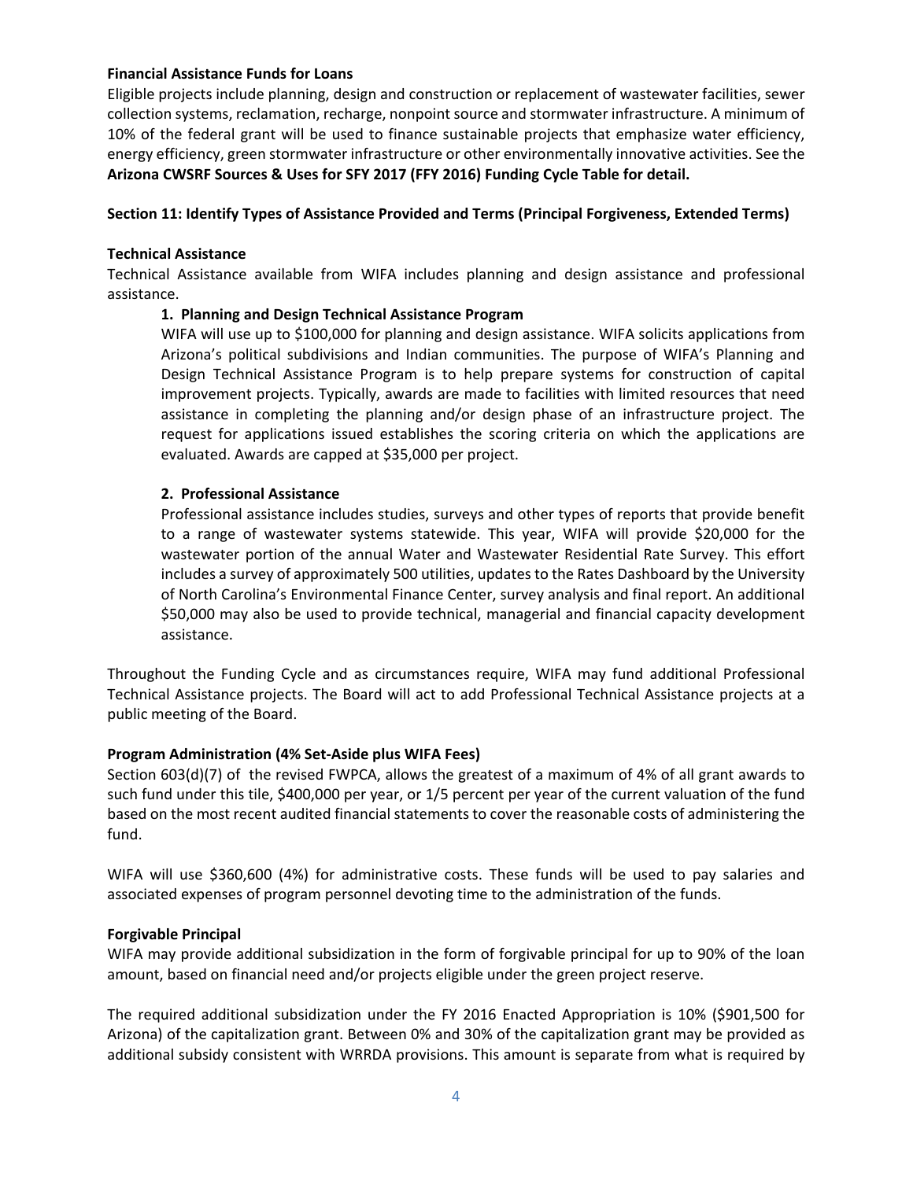**Financial Assistance Funds for Loans**

Eligible projects include planning, design and construction or replacement of wastewater facilities, sewer collection systems, reclamation, recharge, nonpoint source and stormwater infrastructure. A minimum of 10% of the federal grant will be used to finance sustainable projects that emphasize water efficiency, energy efficiency, green stormwater infrastructure or other environmentally innovative activities. See the **Arizona CWSRF Sources & Uses for SFY 2017 (FFY 2016) Funding Cycle Table for detail.**

**Section 11: Identify Types of Assistance Provided and Terms (Principal Forgiveness, Extended Terms)**

**Technical Assistance**

Technical Assistance available from WIFA includes planning and design assistance and professional assistance.

1. **Planning and Design Technical Assistance Program**

   WIFA will use up to $100,000 for planning and design assistance. WIFA solicits applications from Arizona's political subdivisions and Indian communities. The purpose of WIFA's Planning and Design Technical Assistance Program is to help prepare systems for construction of capital improvement projects. Typically, awards are made to facilities with limited resources that need assistance in completing the planning and/or design phase of an infrastructure project. The request for applications issued establishes the scoring criteria on which the applications are evaluated. Awards are capped at $35,000 per project.

2. **Professional Assistance**

   Professional assistance includes studies, surveys and other types of reports that provide benefit to a range of wastewater systems statewide. This year, WIFA will provide $20,000 for the wastewater portion of the annual Water and Wastewater Residential Rate Survey. This effort includes a survey of approximately 500 utilities, updates to the Rates Dashboard by the University of North Carolina's Environmental Finance Center, survey analysis and final report. An additional $50,000 may also be used to provide technical, managerial and financial capacity development assistance.

Throughout the Funding Cycle and as circumstances require, WIFA may fund additional Professional Technical Assistance projects. The Board will act to add Professional Technical Assistance projects at a public meeting of the Board.

**Program Administration (4% Set-Aside plus WIFA Fees)**

Section 603(d)(7) of the revised FWPCA, allows the greatest of a maximum of 4% of all grant awards to such fund under this tile, $400,000 per year, or 1/5 percent per year of the current valuation of the fund based on the most recent audited financial statements to cover the reasonable costs of administering the fund.

WIFA will use $360,600 (4%) for administrative costs. These funds will be used to pay salaries and associated expenses of program personnel devoting time to the administration of the funds.

**Forgivable Principal**

WIFA may provide additional subsidization in the form of forgivable principal for up to 90% of the loan amount, based on financial need and/or projects eligible under the green project reserve.

The required additional subsidization under the FY 2016 Enacted Appropriation is 10% ($901,500 for Arizona) of the capitalization grant. Between 0% and 30% of the capitalization grant may be provided as additional subsidy consistent with WRRDA provisions. This amount is separate from what is required by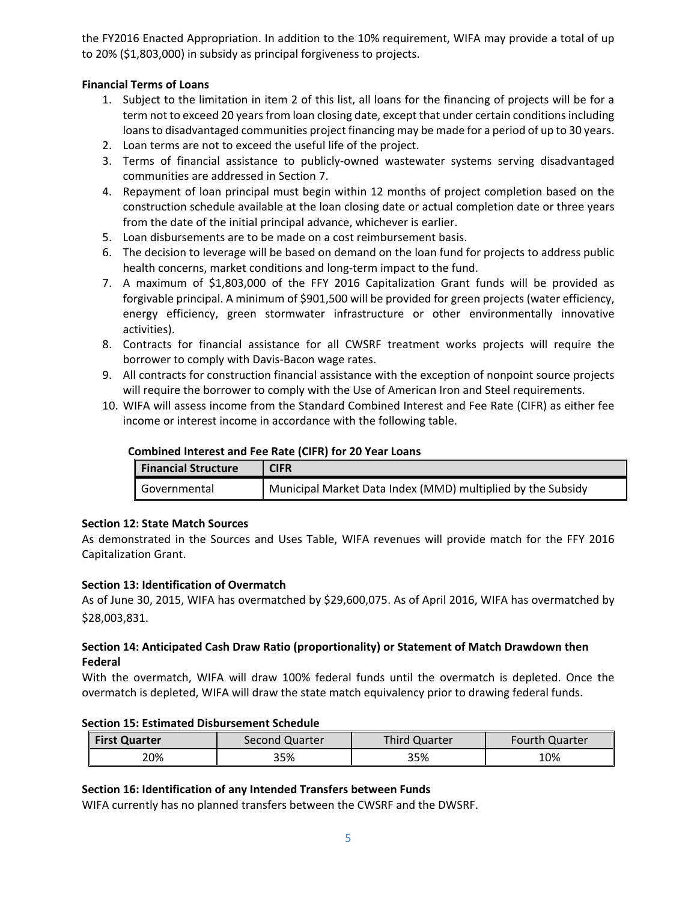the FY2016 Enacted Appropriation. In addition to the 10% requirement, WIFA may provide a total of up to 20% ($1,803,000) in subsidy as principal forgiveness to projects.

**Financial Terms of Loans**

1. Subject to the limitation in item 2 of this list, all loans for the financing of projects will be for a term not to exceed 20 years from loan closing date, except that under certain conditions including loans to disadvantaged communities project financing may be made for a period of up to 30 years.
2. Loan terms are not to exceed the useful life of the project.
3. Terms of financial assistance to publicly-owned wastewater systems serving disadvantaged communities are addressed in Section 7.
4. Repayment of loan principal must begin within 12 months of project completion based on the construction schedule available at the loan closing date or actual completion date or three years from the date of the initial principal advance, whichever is earlier.
5. Loan disbursements are to be made on a cost reimbursement basis.
6. The decision to leverage will be based on demand on the loan fund for projects to address public health concerns, market conditions and long-term impact to the fund.
7. A maximum of $1,803,000 of the FFY 2016 Capitalization Grant funds will be provided as forgivable principal. A minimum of $901,500 will be provided for green projects (water efficiency, energy efficiency, green stormwater infrastructure or other environmentally innovative activities).
8. Contracts for financial assistance for all CWSRF treatment works projects will require the borrower to comply with Davis-Bacon wage rates.
9. All contracts for construction financial assistance with the exception of nonpoint source projects will require the borrower to comply with the Use of American Iron and Steel requirements.
10. WIFA will assess income from the Standard Combined Interest and Fee Rate (CIFR) as either fee income or interest income in accordance with the following table.

**Combined Interest and Fee Rate (CIFR) for 20 Year Loans**

| Financial Structure | CIFR |
|---|---|
| Governmental | Municipal Market Data Index (MMD) multiplied by the Subsidy |

**Section 12: State Match Sources**

As demonstrated in the Sources and Uses Table, WIFA revenues will provide match for the FFY 2016 Capitalization Grant.

**Section 13: Identification of Overmatch**

As of June 30, 2015, WIFA has overmatched by $29,600,075. As of April 2016, WIFA has overmatched by $28,003,831.

**Section 14: Anticipated Cash Draw Ratio (proportionality) or Statement of Match Drawdown then Federal**

With the overmatch, WIFA will draw 100% federal funds until the overmatch is depleted. Once the overmatch is depleted, WIFA will draw the state match equivalency prior to drawing federal funds.

**Section 15: Estimated Disbursement Schedule**

| First Quarter | Second Quarter | Third Quarter | Fourth Quarter |
|---|---|---|---|
| 20% | 35% | 35% | 10% |

**Section 16: Identification of any Intended Transfers between Funds**

WIFA currently has no planned transfers between the CWSRF and the DWSRF.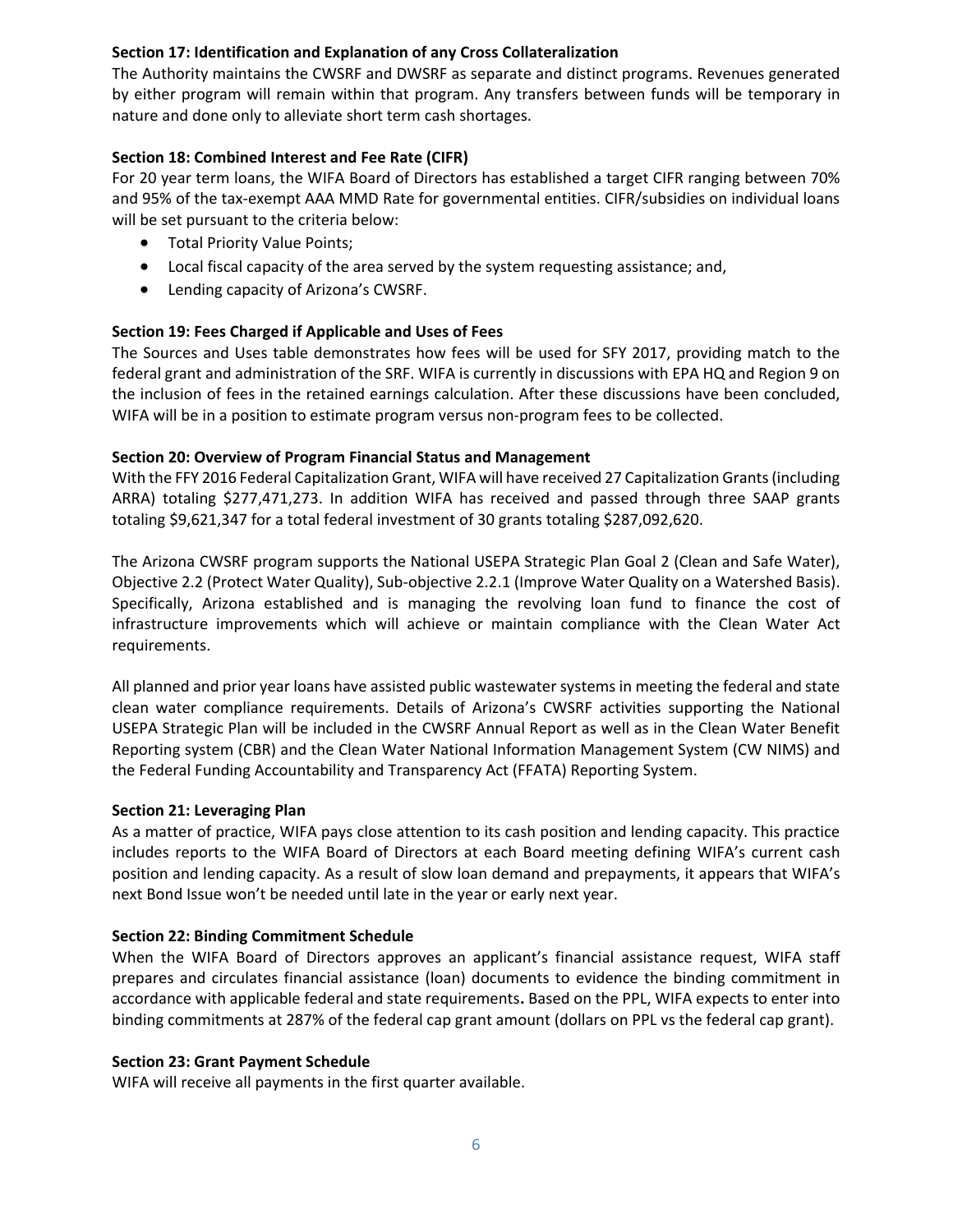**Section 17: Identification and Explanation of any Cross Collateralization**

The Authority maintains the CWSRF and DWSRF as separate and distinct programs. Revenues generated by either program will remain within that program. Any transfers between funds will be temporary in nature and done only to alleviate short term cash shortages.

**Section 18: Combined Interest and Fee Rate (CIFR)**

For 20 year term loans, the WIFA Board of Directors has established a target CIFR ranging between 70% and 95% of the tax-exempt AAA MMD Rate for governmental entities. CIFR/subsidies on individual loans will be set pursuant to the criteria below:

- Total Priority Value Points;
- Local fiscal capacity of the area served by the system requesting assistance; and,
- Lending capacity of Arizona's CWSRF.

**Section 19: Fees Charged if Applicable and Uses of Fees**

The Sources and Uses table demonstrates how fees will be used for SFY 2017, providing match to the federal grant and administration of the SRF. WIFA is currently in discussions with EPA HQ and Region 9 on the inclusion of fees in the retained earnings calculation. After these discussions have been concluded, WIFA will be in a position to estimate program versus non-program fees to be collected.

**Section 20: Overview of Program Financial Status and Management**

With the FFY 2016 Federal Capitalization Grant, WIFA will have received 27 Capitalization Grants (including ARRA) totaling $277,471,273. In addition WIFA has received and passed through three SAAP grants totaling $9,621,347 for a total federal investment of 30 grants totaling $287,092,620.

The Arizona CWSRF program supports the National USEPA Strategic Plan Goal 2 (Clean and Safe Water), Objective 2.2 (Protect Water Quality), Sub-objective 2.2.1 (Improve Water Quality on a Watershed Basis). Specifically, Arizona established and is managing the revolving loan fund to finance the cost of infrastructure improvements which will achieve or maintain compliance with the Clean Water Act requirements.

All planned and prior year loans have assisted public wastewater systems in meeting the federal and state clean water compliance requirements. Details of Arizona's CWSRF activities supporting the National USEPA Strategic Plan will be included in the CWSRF Annual Report as well as in the Clean Water Benefit Reporting system (CBR) and the Clean Water National Information Management System (CW NIMS) and the Federal Funding Accountability and Transparency Act (FFATA) Reporting System.

**Section 21: Leveraging Plan**

As a matter of practice, WIFA pays close attention to its cash position and lending capacity. This practice includes reports to the WIFA Board of Directors at each Board meeting defining WIFA's current cash position and lending capacity. As a result of slow loan demand and prepayments, it appears that WIFA's next Bond Issue won't be needed until late in the year or early next year.

**Section 22: Binding Commitment Schedule**

When the WIFA Board of Directors approves an applicant's financial assistance request, WIFA staff prepares and circulates financial assistance (loan) documents to evidence the binding commitment in accordance with applicable federal and state requirements**.** Based on the PPL, WIFA expects to enter into binding commitments at 287% of the federal cap grant amount (dollars on PPL vs the federal cap grant).

**Section 23: Grant Payment Schedule**

WIFA will receive all payments in the first quarter available.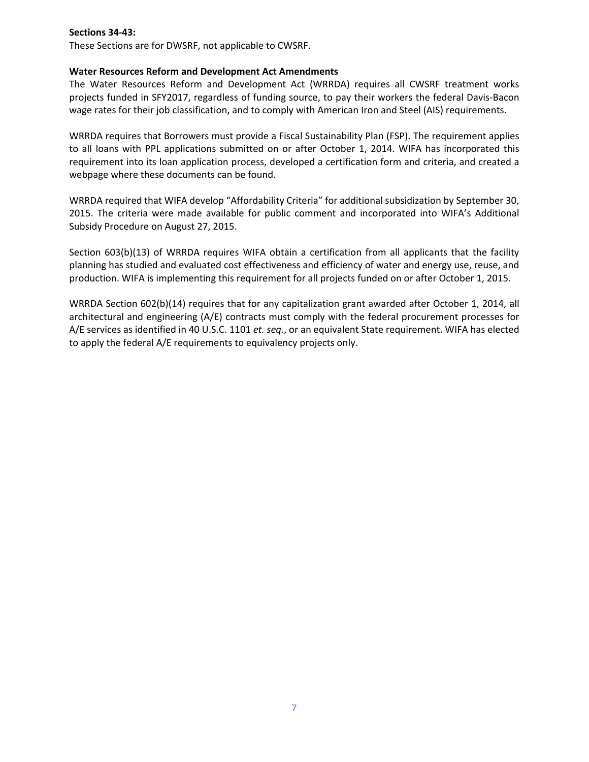**Sections 34-43:**

These Sections are for DWSRF, not applicable to CWSRF.

**Water Resources Reform and Development Act Amendments**

The Water Resources Reform and Development Act (WRRDA) requires all CWSRF treatment works projects funded in SFY2017, regardless of funding source, to pay their workers the federal Davis-Bacon wage rates for their job classification, and to comply with American Iron and Steel (AIS) requirements.

WRRDA requires that Borrowers must provide a Fiscal Sustainability Plan (FSP). The requirement applies to all loans with PPL applications submitted on or after October 1, 2014. WIFA has incorporated this requirement into its loan application process, developed a certification form and criteria, and created a webpage where these documents can be found.

WRRDA required that WIFA develop "Affordability Criteria" for additional subsidization by September 30, 2015. The criteria were made available for public comment and incorporated into WIFA's Additional Subsidy Procedure on August 27, 2015.

Section 603(b)(13) of WRRDA requires WIFA obtain a certification from all applicants that the facility planning has studied and evaluated cost effectiveness and efficiency of water and energy use, reuse, and production. WIFA is implementing this requirement for all projects funded on or after October 1, 2015.

WRRDA Section 602(b)(14) requires that for any capitalization grant awarded after October 1, 2014, all architectural and engineering (A/E) contracts must comply with the federal procurement processes for A/E services as identified in 40 U.S.C. 1101 *et. seq.*, or an equivalent State requirement. WIFA has elected to apply the federal A/E requirements to equivalency projects only.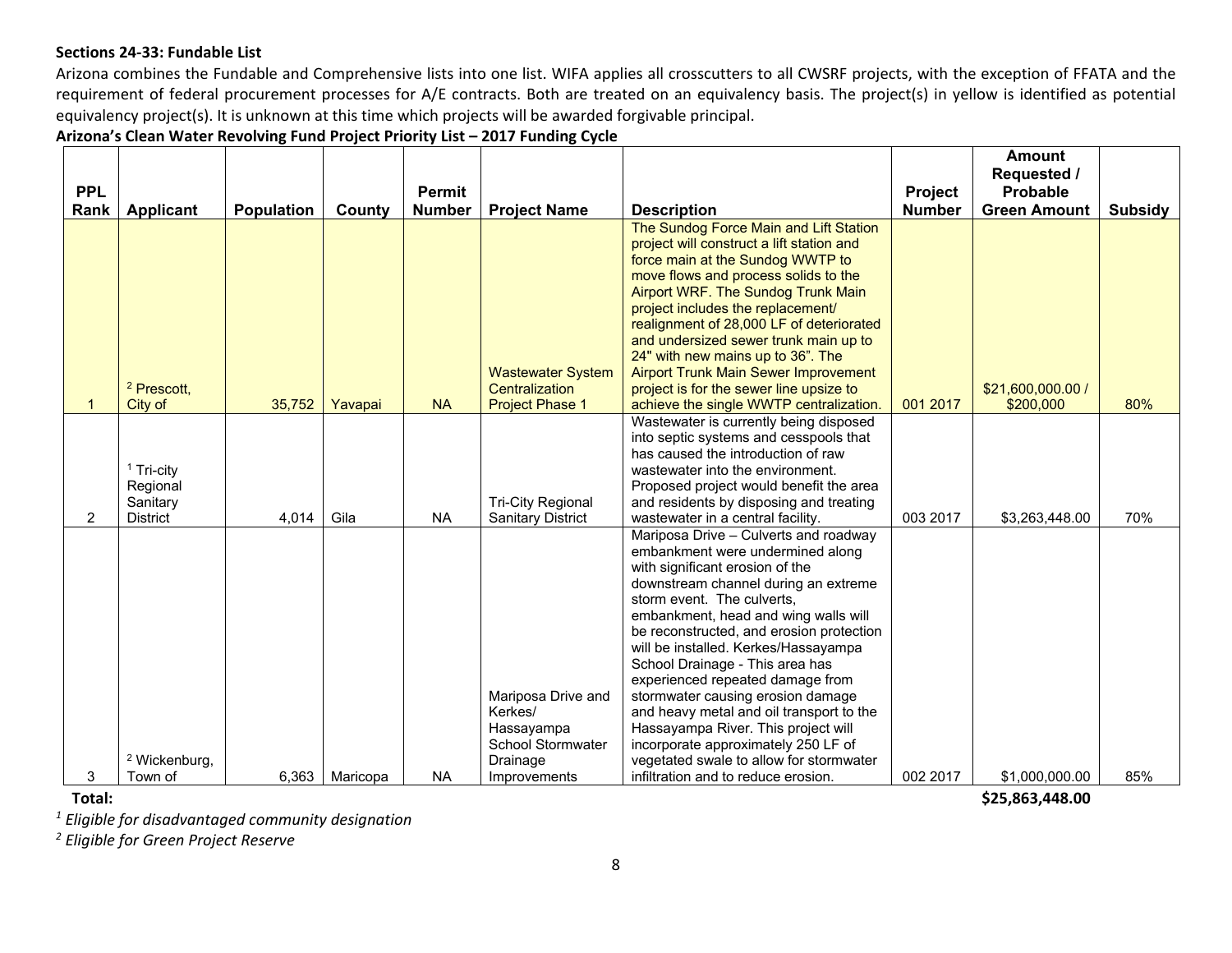**Sections 24-33: Fundable List**

Arizona combines the Fundable and Comprehensive lists into one list. WIFA applies all crosscutters to all CWSRF projects, with the exception of FFATA and the requirement of federal procurement processes for A/E contracts. Both are treated on an equivalency basis. The project(s) in yellow is identified as potential equivalency project(s). It is unknown at this time which projects will be awarded forgivable principal.

**Arizona's Clean Water Revolving Fund Project Priority List – 2017 Funding Cycle**

| PPL Rank | Applicant | Population | County | Permit Number | Project Name | Description | Project Number | Amount Requested / Probable Green Amount | Subsidy |
|---|---|---|---|---|---|---|---|---|---|
| 1 | [2] Prescott, City of | 35,752 | Yavapai | NA | Wastewater System Centralization Project Phase 1 | The Sundog Force Main and Lift Station project will construct a lift station and force main at the Sundog WWTP to move flows and process solids to the Airport WRF. The Sundog Trunk Main project includes the replacement/ realignment of 28,000 LF of deteriorated and undersized sewer trunk main up to 24" with new mains up to 36". The Airport Trunk Main Sewer Improvement project is for the sewer line upsize to achieve the single WWTP centralization. | 001 2017 | $21,600,000.00 / $200,000 | 80% |
| 2 | [1] Tri-city Regional Sanitary District | 4,014 | Gila | NA | Tri-City Regional Sanitary District | Wastewater is currently being disposed into septic systems and cesspools that has caused the introduction of raw wastewater into the environment. Proposed project would benefit the area and residents by disposing and treating wastewater in a central facility. | 003 2017 | $3,263,448.00 | 70% |
| 3 | [2] Wickenburg, Town of | 6,363 | Maricopa | NA | Mariposa Drive and Kerkes/ Hassayampa School Stormwater Drainage Improvements | Mariposa Drive – Culverts and roadway embankment were undermined along with significant erosion of the downstream channel during an extreme storm event. The culverts, embankment, head and wing walls will be reconstructed, and erosion protection will be installed. Kerkes/Hassayampa School Drainage - This area has experienced repeated damage from stormwater causing erosion damage and heavy metal and oil transport to the Hassayampa River. This project will incorporate approximately 250 LF of vegetated swale to allow for stormwater infiltration and to reduce erosion. | 002 2017 | $1,000,000.00 | 85% |
| **Total:** | | | | | | | | **$25,863,448.00** | |

[1] *Eligible for disadvantaged community designation*

[2] *Eligible for Green Project Reserve*